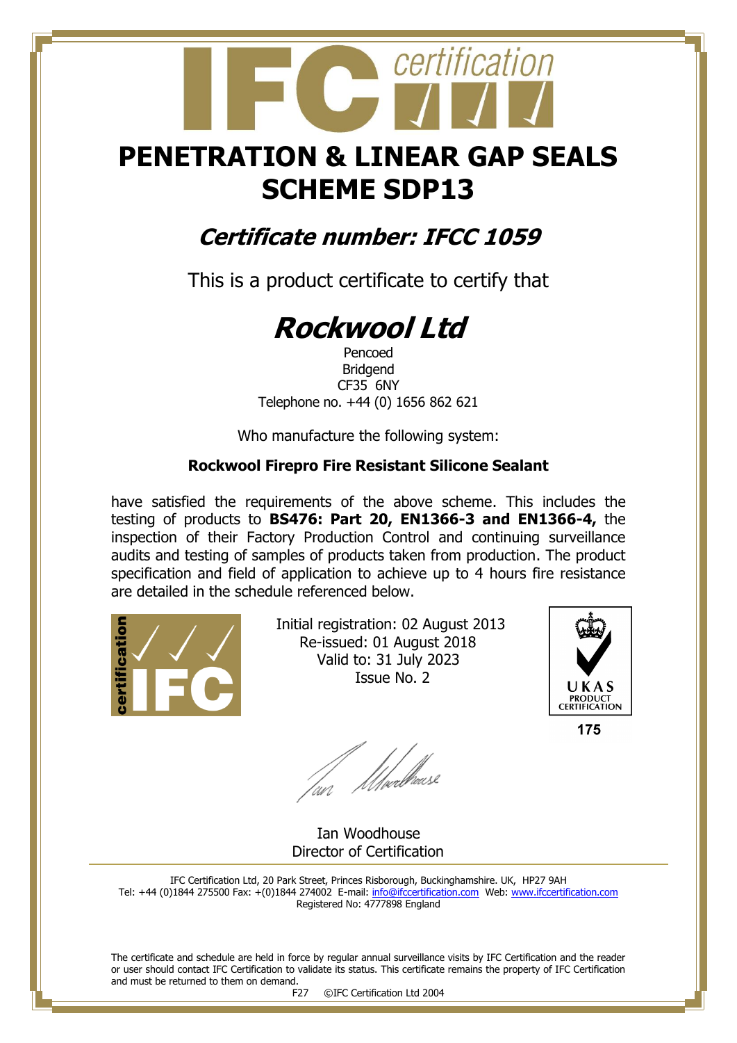# PENETRATION & LINEAR GAP SEALS SCHEME SDP13

## *Certificate number: IFCC 1059*

This is a product certificate to certify that

# *Rockwool Ltd*

Pencoed
Bridgend
CF35 6NY
Telephone no. +44 (0) 1656 862 621

Who manufacture the following system:

**Rockwool Firepro Fire Resistant Silicone Sealant**

have satisfied the requirements of the above scheme. This includes the testing of products to **BS476: Part 20, EN1366-3 and EN1366-4,** the inspection of their Factory Production Control and continuing surveillance audits and testing of samples of products taken from production. The product specification and field of application to achieve up to 4 hours fire resistance are detailed in the schedule referenced below.

Initial registration: 02 August 2013
Re-issued: 01 August 2018
Valid to: 31 July 2023
Issue No. 2

UKAS PRODUCT CERTIFICATION
175

Ian Woodhouse
Director of Certification

IFC Certification Ltd, 20 Park Street, Princes Risborough, Buckinghamshire. UK, HP27 9AH
Tel: +44 (0)1844 275500 Fax: +(0)1844 274002 E-mail: info@ifccertification.com Web: www.ifccertification.com
Registered No: 4777898 England

The certificate and schedule are held in force by regular annual surveillance visits by IFC Certification and the reader or user should contact IFC Certification to validate its status. This certificate remains the property of IFC Certification and must be returned to them on demand.

F27 ©IFC Certification Ltd 2004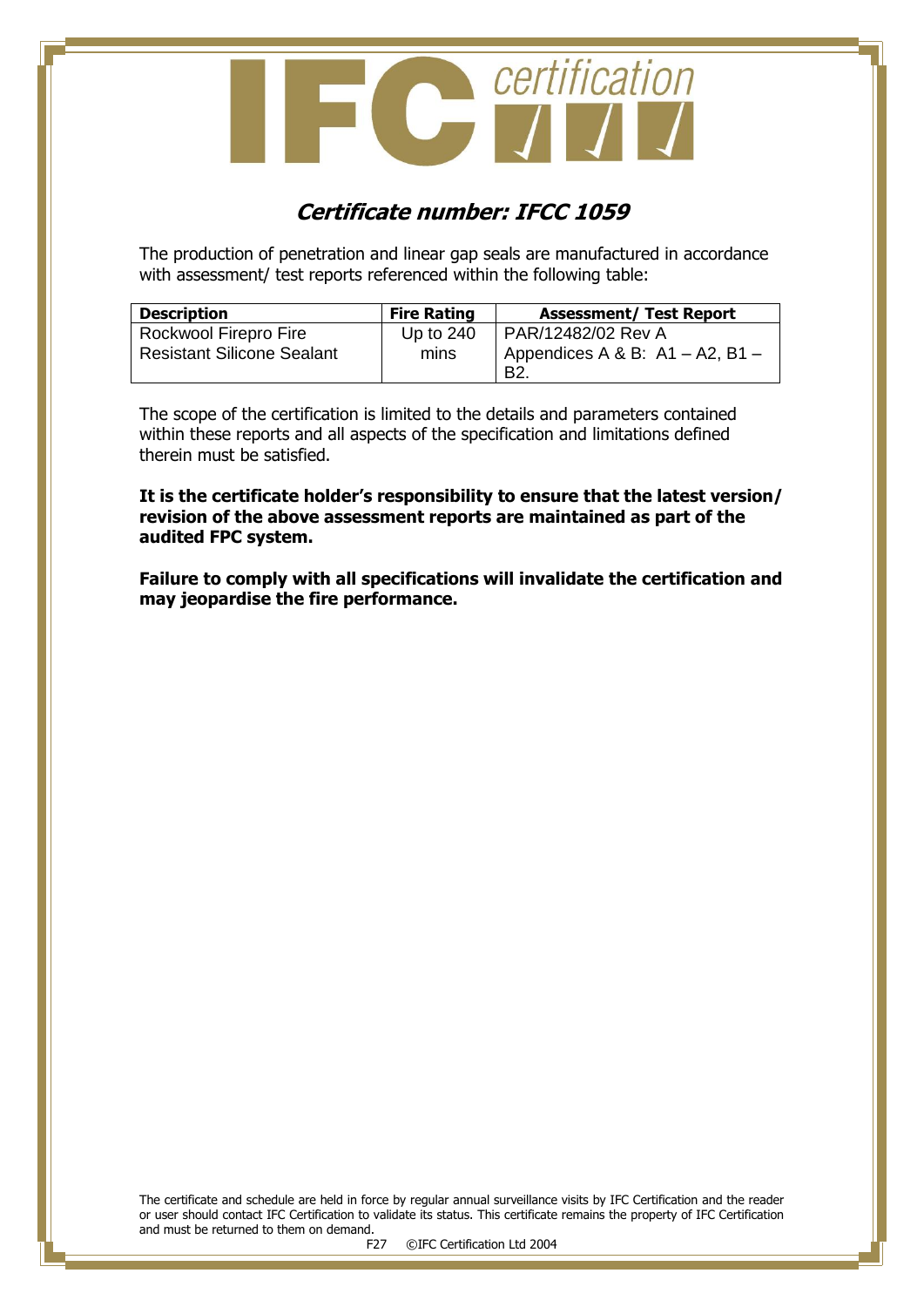## *Certificate number: IFCC 1059*

The production of penetration and linear gap seals are manufactured in accordance with assessment/ test reports referenced within the following table:

| Description | Fire Rating | Assessment/ Test Report |
|---|---|---|
| Rockwool Firepro Fire Resistant Silicone Sealant | Up to 240 mins | PAR/12482/02 Rev A<br>Appendices A & B: A1 – A2, B1 – B2. |

The scope of the certification is limited to the details and parameters contained within these reports and all aspects of the specification and limitations defined therein must be satisfied.

**It is the certificate holder's responsibility to ensure that the latest version/ revision of the above assessment reports are maintained as part of the audited FPC system.**

**Failure to comply with all specifications will invalidate the certification and may jeopardise the fire performance.**

The certificate and schedule are held in force by regular annual surveillance visits by IFC Certification and the reader or user should contact IFC Certification to validate its status. This certificate remains the property of IFC Certification and must be returned to them on demand.

F27 ©IFC Certification Ltd 2004